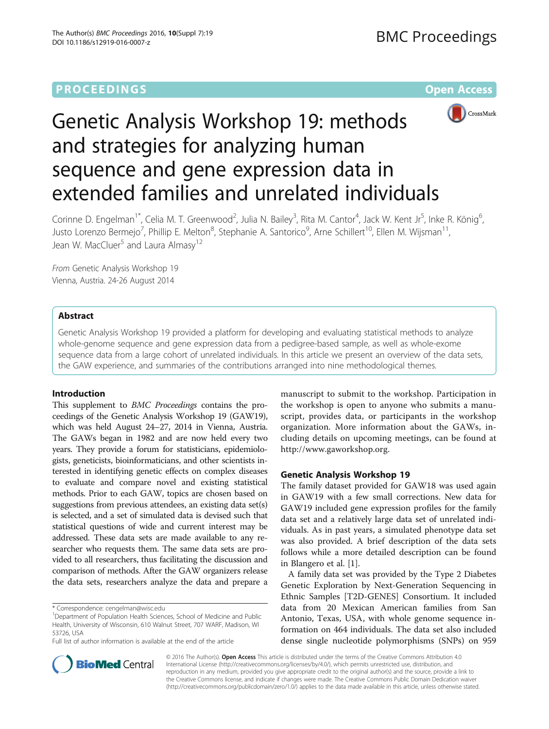PROCEEDINGS Open Access

# Genetic Analysis Workshop 19: methods and strategies for analyzing human sequence and gene expression data in extended families and unrelated individuals

Corinne D. Engelman[1*], Celia M. T. Greenwood[2], Julia N. Bailey[3], Rita M. Cantor[4], Jack W. Kent Jr[5], Inke R. König[6], Justo Lorenzo Bermejo[7], Phillip E. Melton[8], Stephanie A. Santorico[9], Arne Schillert[10], Ellen M. Wijsman[11], Jean W. MacCluer[5] and Laura Almasy[12]

*From* Genetic Analysis Workshop 19
Vienna, Austria. 24-26 August 2014

## Abstract

Genetic Analysis Workshop 19 provided a platform for developing and evaluating statistical methods to analyze whole-genome sequence and gene expression data from a pedigree-based sample, as well as whole-exome sequence data from a large cohort of unrelated individuals. In this article we present an overview of the data sets, the GAW experience, and summaries of the contributions arranged into nine methodological themes.

## Introduction

This supplement to *BMC Proceedings* contains the proceedings of the Genetic Analysis Workshop 19 (GAW19), which was held August 24–27, 2014 in Vienna, Austria. The GAWs began in 1982 and are now held every two years. They provide a forum for statisticians, epidemiologists, geneticists, bioinformaticians, and other scientists interested in identifying genetic effects on complex diseases to evaluate and compare novel and existing statistical methods. Prior to each GAW, topics are chosen based on suggestions from previous attendees, an existing data set(s) is selected, and a set of simulated data is devised such that statistical questions of wide and current interest may be addressed. These data sets are made available to any researcher who requests them. The same data sets are provided to all researchers, thus facilitating the discussion and comparison of methods. After the GAW organizers release the data sets, researchers analyze the data and prepare a manuscript to submit to the workshop. Participation in the workshop is open to anyone who submits a manuscript, provides data, or participants in the workshop organization. More information about the GAWs, including details on upcoming meetings, can be found at http://www.gaworkshop.org.

## Genetic Analysis Workshop 19

The family dataset provided for GAW18 was used again in GAW19 with a few small corrections. New data for GAW19 included gene expression profiles for the family data set and a relatively large data set of unrelated individuals. As in past years, a simulated phenotype data set was also provided. A brief description of the data sets follows while a more detailed description can be found in Blangero et al. [1].

A family data set was provided by the Type 2 Diabetes Genetic Exploration by Next-Generation Sequencing in Ethnic Samples [T2D-GENES] Consortium. It included data from 20 Mexican American families from San Antonio, Texas, USA, with whole genome sequence information on 464 individuals. The data set also included dense single nucleotide polymorphisms (SNPs) on 959

\* Correspondence: cengelman@wisc.edu
[1]Department of Population Health Sciences, School of Medicine and Public Health, University of Wisconsin, 610 Walnut Street, 707 WARF, Madison, WI 53726, USA
Full list of author information is available at the end of the article

© 2016 The Author(s). **Open Access** This article is distributed under the terms of the Creative Commons Attribution 4.0 International License (http://creativecommons.org/licenses/by/4.0/), which permits unrestricted use, distribution, and reproduction in any medium, provided you give appropriate credit to the original author(s) and the source, provide a link to the Creative Commons license, and indicate if changes were made. The Creative Commons Public Domain Dedication waiver (http://creativecommons.org/publicdomain/zero/1.0/) applies to the data made available in this article, unless otherwise stated.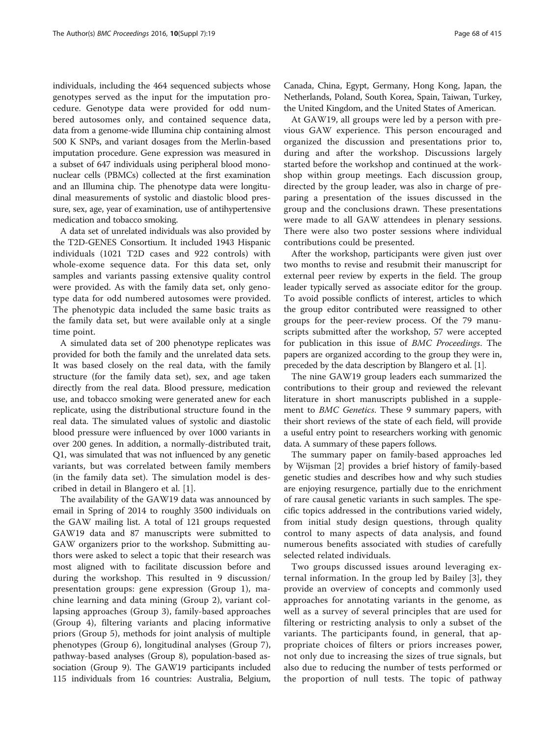individuals, including the 464 sequenced subjects whose genotypes served as the input for the imputation procedure. Genotype data were provided for odd numbered autosomes only, and contained sequence data, data from a genome-wide Illumina chip containing almost 500 K SNPs, and variant dosages from the Merlin-based imputation procedure. Gene expression was measured in a subset of 647 individuals using peripheral blood mononuclear cells (PBMCs) collected at the first examination and an Illumina chip. The phenotype data were longitudinal measurements of systolic and diastolic blood pressure, sex, age, year of examination, use of antihypertensive medication and tobacco smoking.

A data set of unrelated individuals was also provided by the T2D-GENES Consortium. It included 1943 Hispanic individuals (1021 T2D cases and 922 controls) with whole-exome sequence data. For this data set, only samples and variants passing extensive quality control were provided. As with the family data set, only genotype data for odd numbered autosomes were provided. The phenotypic data included the same basic traits as the family data set, but were available only at a single time point.

A simulated data set of 200 phenotype replicates was provided for both the family and the unrelated data sets. It was based closely on the real data, with the family structure (for the family data set), sex, and age taken directly from the real data. Blood pressure, medication use, and tobacco smoking were generated anew for each replicate, using the distributional structure found in the real data. The simulated values of systolic and diastolic blood pressure were influenced by over 1000 variants in over 200 genes. In addition, a normally-distributed trait, Q1, was simulated that was not influenced by any genetic variants, but was correlated between family members (in the family data set). The simulation model is described in detail in Blangero et al. [1].

The availability of the GAW19 data was announced by email in Spring of 2014 to roughly 3500 individuals on the GAW mailing list. A total of 121 groups requested GAW19 data and 87 manuscripts were submitted to GAW organizers prior to the workshop. Submitting authors were asked to select a topic that their research was most aligned with to facilitate discussion before and during the workshop. This resulted in 9 discussion/presentation groups: gene expression (Group 1), machine learning and data mining (Group 2), variant collapsing approaches (Group 3), family-based approaches (Group 4), filtering variants and placing informative priors (Group 5), methods for joint analysis of multiple phenotypes (Group 6), longitudinal analyses (Group 7), pathway-based analyses (Group 8), population-based association (Group 9). The GAW19 participants included 115 individuals from 16 countries: Australia, Belgium, Canada, China, Egypt, Germany, Hong Kong, Japan, the Netherlands, Poland, South Korea, Spain, Taiwan, Turkey, the United Kingdom, and the United States of American.

At GAW19, all groups were led by a person with previous GAW experience. This person encouraged and organized the discussion and presentations prior to, during and after the workshop. Discussions largely started before the workshop and continued at the workshop within group meetings. Each discussion group, directed by the group leader, was also in charge of preparing a presentation of the issues discussed in the group and the conclusions drawn. These presentations were made to all GAW attendees in plenary sessions. There were also two poster sessions where individual contributions could be presented.

After the workshop, participants were given just over two months to revise and resubmit their manuscript for external peer review by experts in the field. The group leader typically served as associate editor for the group. To avoid possible conflicts of interest, articles to which the group editor contributed were reassigned to other groups for the peer-review process. Of the 79 manuscripts submitted after the workshop, 57 were accepted for publication in this issue of *BMC Proceedings*. The papers are organized according to the group they were in, preceded by the data description by Blangero et al. [1].

The nine GAW19 group leaders each summarized the contributions to their group and reviewed the relevant literature in short manuscripts published in a supplement to *BMC Genetics*. These 9 summary papers, with their short reviews of the state of each field, will provide a useful entry point to researchers working with genomic data. A summary of these papers follows.

The summary paper on family-based approaches led by Wijsman [2] provides a brief history of family-based genetic studies and describes how and why such studies are enjoying resurgence, partially due to the enrichment of rare causal genetic variants in such samples. The specific topics addressed in the contributions varied widely, from initial study design questions, through quality control to many aspects of data analysis, and found numerous benefits associated with studies of carefully selected related individuals.

Two groups discussed issues around leveraging external information. In the group led by Bailey [3], they provide an overview of concepts and commonly used approaches for annotating variants in the genome, as well as a survey of several principles that are used for filtering or restricting analysis to only a subset of the variants. The participants found, in general, that appropriate choices of filters or priors increases power, not only due to increasing the sizes of true signals, but also due to reducing the number of tests performed or the proportion of null tests. The topic of pathway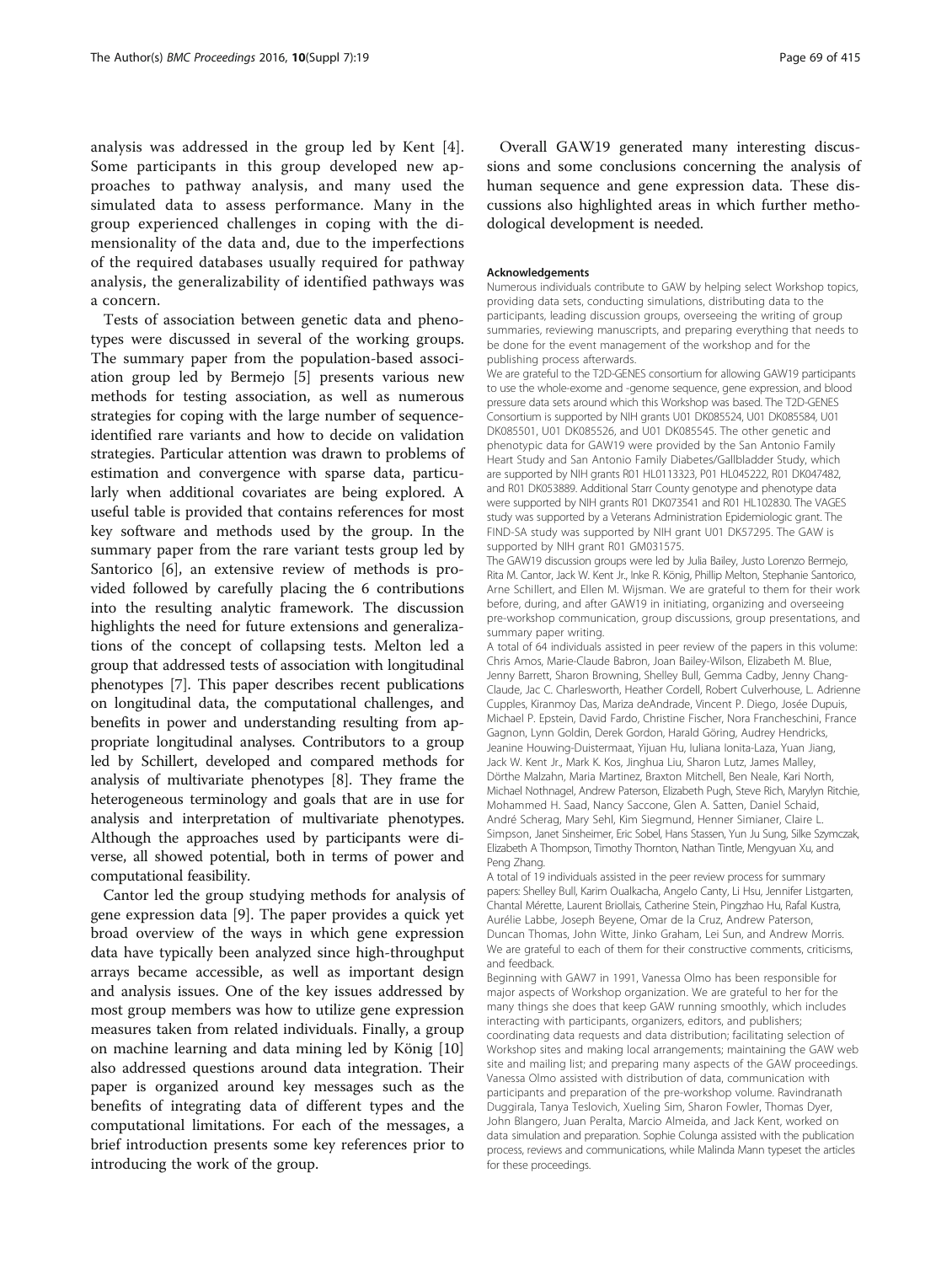analysis was addressed in the group led by Kent [4]. Some participants in this group developed new approaches to pathway analysis, and many used the simulated data to assess performance. Many in the group experienced challenges in coping with the dimensionality of the data and, due to the imperfections of the required databases usually required for pathway analysis, the generalizability of identified pathways was a concern.

Tests of association between genetic data and phenotypes were discussed in several of the working groups. The summary paper from the population-based association group led by Bermejo [5] presents various new methods for testing association, as well as numerous strategies for coping with the large number of sequence-identified rare variants and how to decide on validation strategies. Particular attention was drawn to problems of estimation and convergence with sparse data, particularly when additional covariates are being explored. A useful table is provided that contains references for most key software and methods used by the group. In the summary paper from the rare variant tests group led by Santorico [6], an extensive review of methods is provided followed by carefully placing the 6 contributions into the resulting analytic framework. The discussion highlights the need for future extensions and generalizations of the concept of collapsing tests. Melton led a group that addressed tests of association with longitudinal phenotypes [7]. This paper describes recent publications on longitudinal data, the computational challenges, and benefits in power and understanding resulting from appropriate longitudinal analyses. Contributors to a group led by Schillert, developed and compared methods for analysis of multivariate phenotypes [8]. They frame the heterogeneous terminology and goals that are in use for analysis and interpretation of multivariate phenotypes. Although the approaches used by participants were diverse, all showed potential, both in terms of power and computational feasibility.

Cantor led the group studying methods for analysis of gene expression data [9]. The paper provides a quick yet broad overview of the ways in which gene expression data have typically been analyzed since high-throughput arrays became accessible, as well as important design and analysis issues. One of the key issues addressed by most group members was how to utilize gene expression measures taken from related individuals. Finally, a group on machine learning and data mining led by König [10] also addressed questions around data integration. Their paper is organized around key messages such as the benefits of integrating data of different types and the computational limitations. For each of the messages, a brief introduction presents some key references prior to introducing the work of the group.

Overall GAW19 generated many interesting discussions and some conclusions concerning the analysis of human sequence and gene expression data. These discussions also highlighted areas in which further methodological development is needed.

#### Acknowledgements

Numerous individuals contribute to GAW by helping select Workshop topics, providing data sets, conducting simulations, distributing data to the participants, leading discussion groups, overseeing the writing of group summaries, reviewing manuscripts, and preparing everything that needs to be done for the event management of the workshop and for the publishing process afterwards.

We are grateful to the T2D-GENES consortium for allowing GAW19 participants to use the whole-exome and -genome sequence, gene expression, and blood pressure data sets around which this Workshop was based. The T2D-GENES Consortium is supported by NIH grants U01 DK085524, U01 DK085584, U01 DK085501, U01 DK085526, and U01 DK085545. The other genetic and phenotypic data for GAW19 were provided by the San Antonio Family Heart Study and San Antonio Family Diabetes/Gallbladder Study, which are supported by NIH grants R01 HL0113323, P01 HL045222, R01 DK047482, and R01 DK053889. Additional Starr County genotype and phenotype data were supported by NIH grants R01 DK073541 and R01 HL102830. The VAGES study was supported by a Veterans Administration Epidemiologic grant. The FIND-SA study was supported by NIH grant U01 DK57295. The GAW is supported by NIH grant R01 GM031575.

The GAW19 discussion groups were led by Julia Bailey, Justo Lorenzo Bermejo, Rita M. Cantor, Jack W. Kent Jr., Inke R. König, Phillip Melton, Stephanie Santorico, Arne Schillert, and Ellen M. Wijsman. We are grateful to them for their work before, during, and after GAW19 in initiating, organizing and overseeing pre-workshop communication, group discussions, group presentations, and summary paper writing.

A total of 64 individuals assisted in peer review of the papers in this volume: Chris Amos, Marie-Claude Babron, Joan Bailey-Wilson, Elizabeth M. Blue, Jenny Barrett, Sharon Browning, Shelley Bull, Gemma Cadby, Jenny Chang-Claude, Jac C. Charlesworth, Heather Cordell, Robert Culverhouse, L. Adrienne Cupples, Kiranmoy Das, Mariza deAndrade, Vincent P. Diego, Josée Dupuis, Michael P. Epstein, David Fardo, Christine Fischer, Nora Francheschini, France Gagnon, Lynn Goldin, Derek Gordon, Harald Göring, Audrey Hendricks, Jeanine Houwing-Duistermaat, Yijuan Hu, Iuliana Ionita-Laza, Yuan Jiang, Jack W. Kent Jr., Mark K. Kos, Jinghua Liu, Sharon Lutz, James Malley, Dörthe Malzahn, Maria Martinez, Braxton Mitchell, Ben Neale, Kari North, Michael Nothnagel, Andrew Paterson, Elizabeth Pugh, Steve Rich, Marylyn Ritchie, Mohammed H. Saad, Nancy Saccone, Glen A. Satten, Daniel Schaid, André Scherag, Mary Sehl, Kim Siegmund, Henner Simianer, Claire L. Simpson, Janet Sinsheimer, Eric Sobel, Hans Stassen, Yun Ju Sung, Silke Szymczak, Elizabeth A Thompson, Timothy Thornton, Nathan Tintle, Mengyuan Xu, and Peng Zhang.

A total of 19 individuals assisted in the peer review process for summary papers: Shelley Bull, Karim Oualkacha, Angelo Canty, Li Hsu, Jennifer Listgarten, Chantal Mérette, Laurent Briollais, Catherine Stein, Pingzhao Hu, Rafal Kustra, Aurélie Labbe, Joseph Beyene, Omar de la Cruz, Andrew Paterson, Duncan Thomas, John Witte, Jinko Graham, Lei Sun, and Andrew Morris. We are grateful to each of them for their constructive comments, criticisms, and feedback.

Beginning with GAW7 in 1991, Vanessa Olmo has been responsible for major aspects of Workshop organization. We are grateful to her for the many things she does that keep GAW running smoothly, which includes interacting with participants, organizers, editors, and publishers; coordinating data requests and data distribution; facilitating selection of Workshop sites and making local arrangements; maintaining the GAW web site and mailing list; and preparing many aspects of the GAW proceedings. Vanessa Olmo assisted with distribution of data, communication with participants and preparation of the pre-workshop volume. Ravindranath Duggirala, Tanya Teslovich, Xueling Sim, Sharon Fowler, Thomas Dyer, John Blangero, Juan Peralta, Marcio Almeida, and Jack Kent, worked on data simulation and preparation. Sophie Colunga assisted with the publication process, reviews and communications, while Malinda Mann typeset the articles for these proceedings.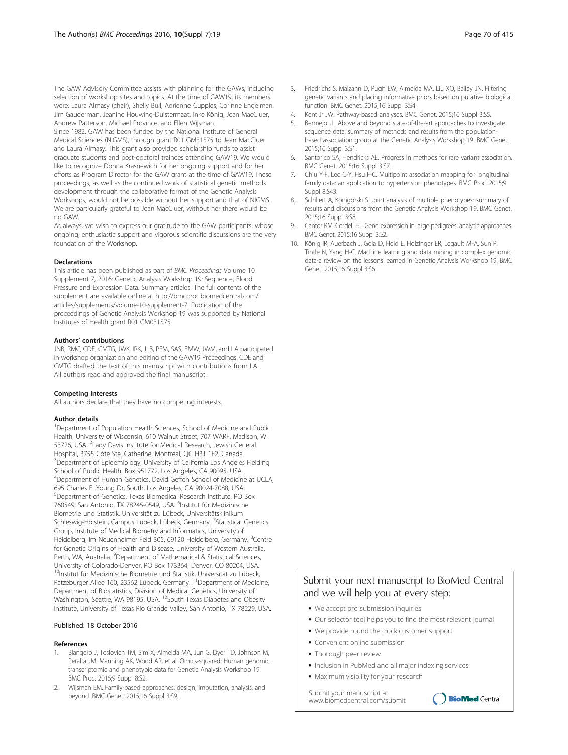The GAW Advisory Committee assists with planning for the GAWs, including selection of workshop sites and topics. At the time of GAW19, its members were: Laura Almasy (chair), Shelly Bull, Adrienne Cupples, Corinne Engelman, Jim Gauderman, Jeanine Houwing-Duistermaat, Inke König, Jean MacCluer, Andrew Patterson, Michael Province, and Ellen Wijsman.

Since 1982, GAW has been funded by the National Institute of General Medical Sciences (NIGMS), through grant R01 GM31575 to Jean MacCluer and Laura Almasy. This grant also provided scholarship funds to assist graduate students and post-doctoral trainees attending GAW19. We would like to recognize Donna Krasnewich for her ongoing support and for her efforts as Program Director for the GAW grant at the time of GAW19. These proceedings, as well as the continued work of statistical genetic methods development through the collaborative format of the Genetic Analysis Workshops, would not be possible without her support and that of NIGMS. We are particularly grateful to Jean MacCluer, without her there would be no GAW.

As always, we wish to express our gratitude to the GAW participants, whose ongoing, enthusiastic support and vigorous scientific discussions are the very foundation of the Workshop.

#### Declarations

This article has been published as part of *BMC Proceedings* Volume 10 Supplement 7, 2016: Genetic Analysis Workshop 19: Sequence, Blood Pressure and Expression Data. Summary articles. The full contents of the supplement are available online at http://bmcproc.biomedcentral.com/articles/supplements/volume-10-supplement-7. Publication of the proceedings of Genetic Analysis Workshop 19 was supported by National Institutes of Health grant R01 GM031575.

#### Authors' contributions

JNB, RMC, CDE, CMTG, JWK, IRK, JLB, PEM, SAS, EMW, JWM, and LA participated in workshop organization and editing of the GAW19 Proceedings. CDE and CMTG drafted the text of this manuscript with contributions from LA. All authors read and approved the final manuscript.

#### Competing interests

All authors declare that they have no competing interests.

#### Author details

[1]Department of Population Health Sciences, School of Medicine and Public Health, University of Wisconsin, 610 Walnut Street, 707 WARF, Madison, WI 53726, USA. [2]Lady Davis Institute for Medical Research, Jewish General Hospital, 3755 Côte Ste. Catherine, Montreal, QC H3T 1E2, Canada. [3]Department of Epidemiology, University of California Los Angeles Fielding School of Public Health, Box 951772, Los Angeles, CA 90095, USA. [4]Department of Human Genetics, David Geffen School of Medicine at UCLA, 695 Charles E. Young Dr, South, Los Angeles, CA 90024-7088, USA. [5]Department of Genetics, Texas Biomedical Research Institute, PO Box 760549, San Antonio, TX 78245-0549, USA. [6]Institut für Medizinische Biometrie und Statistik, Universität zu Lübeck, Universitätsklinikum Schleswig-Holstein, Campus Lübeck, Lübeck, Germany. [7]Statistical Genetics Group, Institute of Medical Biometry and Informatics, University of Heidelberg, Im Neuenheimer Feld 305, 69120 Heidelberg, Germany. [8]Centre for Genetic Origins of Health and Disease, University of Western Australia, Perth, WA, Australia. [9]Department of Mathematical & Statistical Sciences, University of Colorado-Denver, PO Box 173364, Denver, CO 80204, USA. [10]Institut für Medizinische Biometrie und Statistik, Universität zu Lübeck, Ratzeburger Allee 160, 23562 Lübeck, Germany. [11]Department of Medicine, Department of Biostatistics, Division of Medical Genetics, University of Washington, Seattle, WA 98195, USA. [12]South Texas Diabetes and Obesity Institute, University of Texas Rio Grande Valley, San Antonio, TX 78229, USA.

Published: 18 October 2016

#### References

1. Blangero J, Teslovich TM, Sim X, Almeida MA, Jun G, Dyer TD, Johnson M, Peralta JM, Manning AK, Wood AR, et al. Omics-squared: Human genomic, transcriptomic and phenotypic data for Genetic Analysis Workshop 19. BMC Proc. 2015;9 Suppl 8:S2.
2. Wijsman EM. Family-based approaches: design, imputation, analysis, and beyond. BMC Genet. 2015;16 Suppl 3:S9.
3. Friedrichs S, Malzahn D, Pugh EW, Almeida MA, Liu XQ, Bailey JN. Filtering genetic variants and placing informative priors based on putative biological function. BMC Genet. 2015;16 Suppl 3:S4.
4. Kent Jr JW. Pathway-based analyses. BMC Genet. 2015;16 Suppl 3:S5.
5. Bermejo JL. Above and beyond state-of-the-art approaches to investigate sequence data: summary of methods and results from the population-based association group at the Genetic Analysis Workshop 19. BMC Genet. 2015;16 Suppl 3:S1.
6. Santorico SA, Hendricks AE. Progress in methods for rare variant association. BMC Genet. 2015;16 Suppl 3:S7.
7. Chiu Y-F, Lee C-Y, Hsu F-C. Multipoint association mapping for longitudinal family data: an application to hypertension phenotypes. BMC Proc. 2015;9 Suppl 8:S43.
8. Schillert A, Konigorski S. Joint analysis of multiple phenotypes: summary of results and discussions from the Genetic Analysis Workshop 19. BMC Genet. 2015;16 Suppl 3:S8.
9. Cantor RM, Cordell HJ. Gene expression in large pedigrees: analytic approaches. BMC Genet. 2015;16 Suppl 3:S2.
10. König IR, Auerbach J, Gola D, Held E, Holzinger ER, Legault M-A, Sun R, Tintle N, Yang H-C. Machine learning and data mining in complex genomic data-a review on the lessons learned in Genetic Analysis Workshop 19. BMC Genet. 2015;16 Suppl 3:S6.

Submit your next manuscript to BioMed Central and we will help you at every step:

- We accept pre-submission inquiries
- Our selector tool helps you to find the most relevant journal
- We provide round the clock customer support
- Convenient online submission
- Thorough peer review
- Inclusion in PubMed and all major indexing services
- Maximum visibility for your research

Submit your manuscript at www.biomedcentral.com/submit